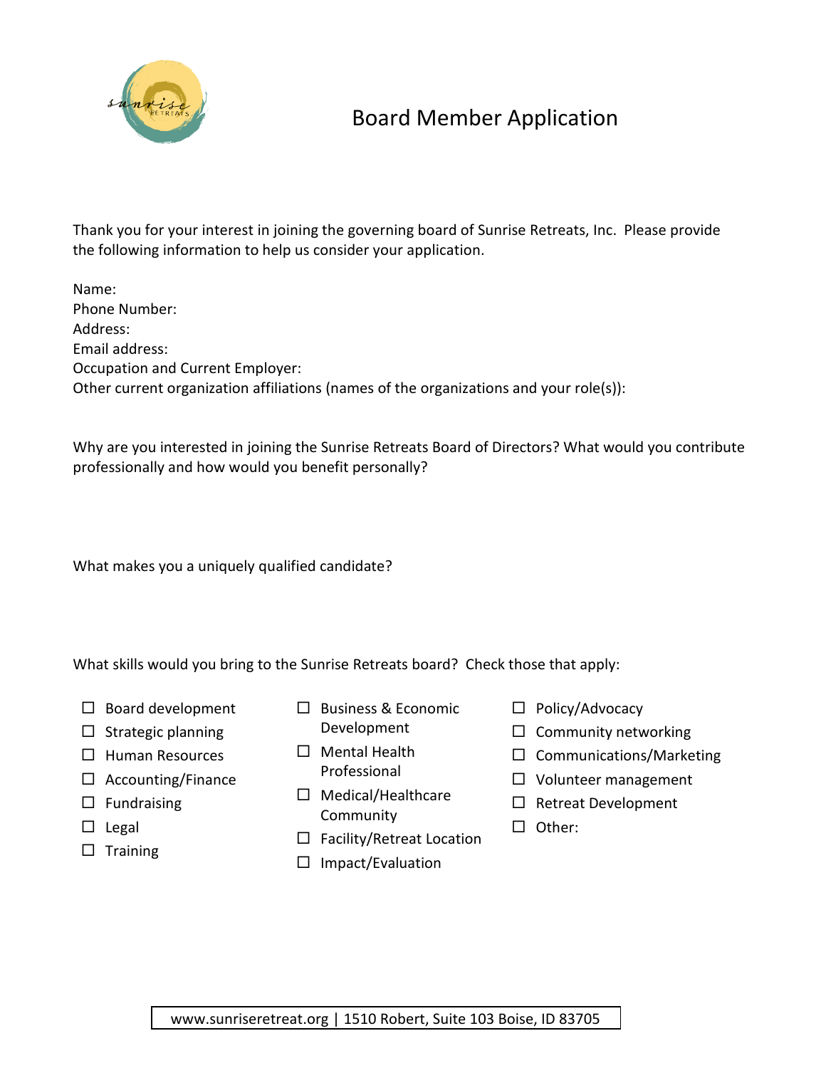# Board Member Application

Thank you for your interest in joining the governing board of Sunrise Retreats, Inc. Please provide the following information to help us consider your application.

Name:
Phone Number:
Address:
Email address:
Occupation and Current Employer:
Other current organization affiliations (names of the organizations and your role(s)):

Why are you interested in joining the Sunrise Retreats Board of Directors? What would you contribute professionally and how would you benefit personally?

What makes you a uniquely qualified candidate?

What skills would you bring to the Sunrise Retreats board? Check those that apply:

- ☐ Board development
- ☐ Strategic planning
- ☐ Human Resources
- ☐ Accounting/Finance
- ☐ Fundraising
- ☐ Legal
- ☐ Training
- ☐ Business & Economic Development
- ☐ Mental Health Professional
- ☐ Medical/Healthcare Community
- ☐ Facility/Retreat Location
- ☐ Impact/Evaluation
- ☐ Policy/Advocacy
- ☐ Community networking
- ☐ Communications/Marketing
- ☐ Volunteer management
- ☐ Retreat Development
- ☐ Other:

www.sunriseretreat.org | 1510 Robert, Suite 103 Boise, ID 83705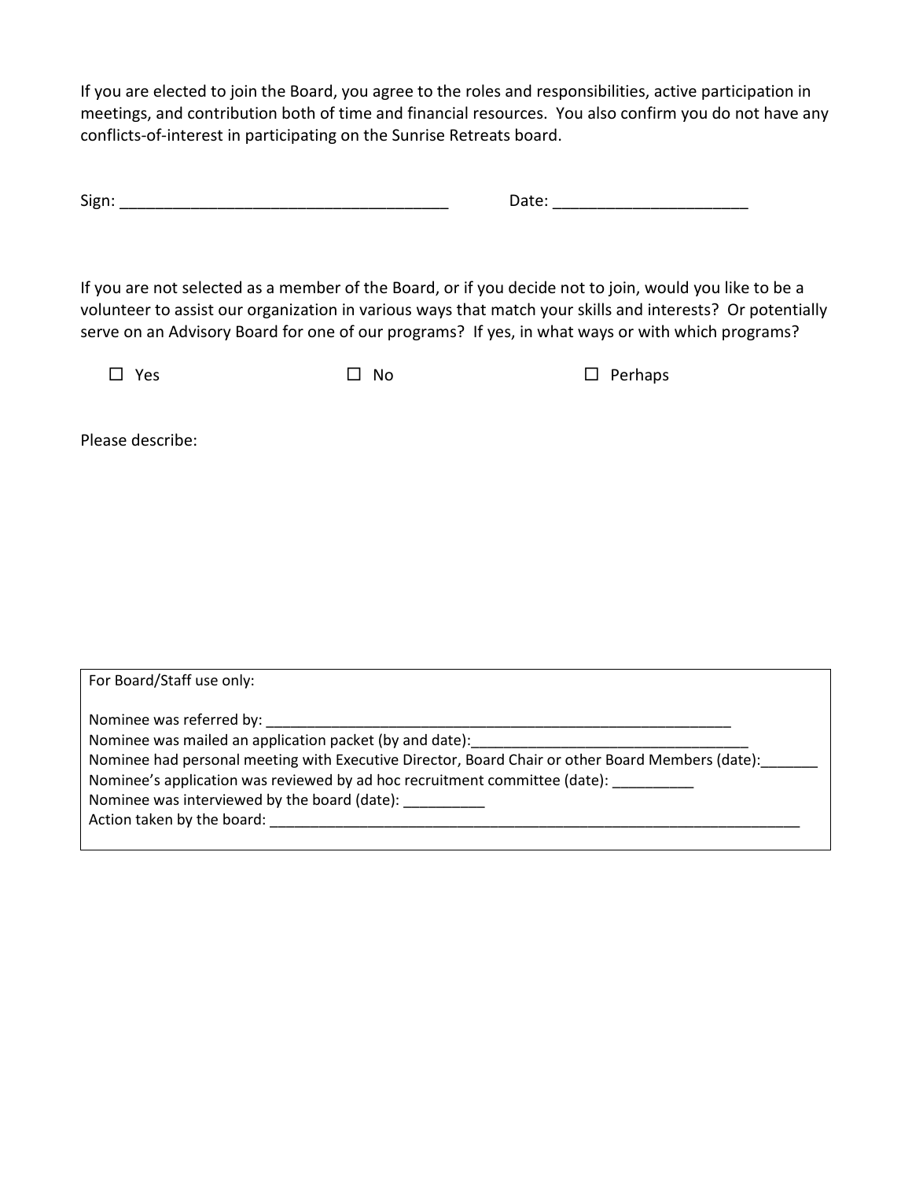If you are elected to join the Board, you agree to the roles and responsibilities, active participation in meetings, and contribution both of time and financial resources. You also confirm you do not have any conflicts-of-interest in participating on the Sunrise Retreats board.

Sign: ______________________________________ Date: ______________________

If you are not selected as a member of the Board, or if you decide not to join, would you like to be a volunteer to assist our organization in various ways that match your skills and interests? Or potentially serve on an Advisory Board for one of our programs? If yes, in what ways or with which programs?

☐ Yes ☐ No ☐ Perhaps

Please describe:

For Board/Staff use only:

Nominee was referred by: _____________________________________________________________

Nominee was mailed an application packet (by and date):___________________________________

Nominee had personal meeting with Executive Director, Board Chair or other Board Members (date):_______

Nominee's application was reviewed by ad hoc recruitment committee (date): __________

Nominee was interviewed by the board (date): __________

Action taken by the board: ______________________________________________________________________